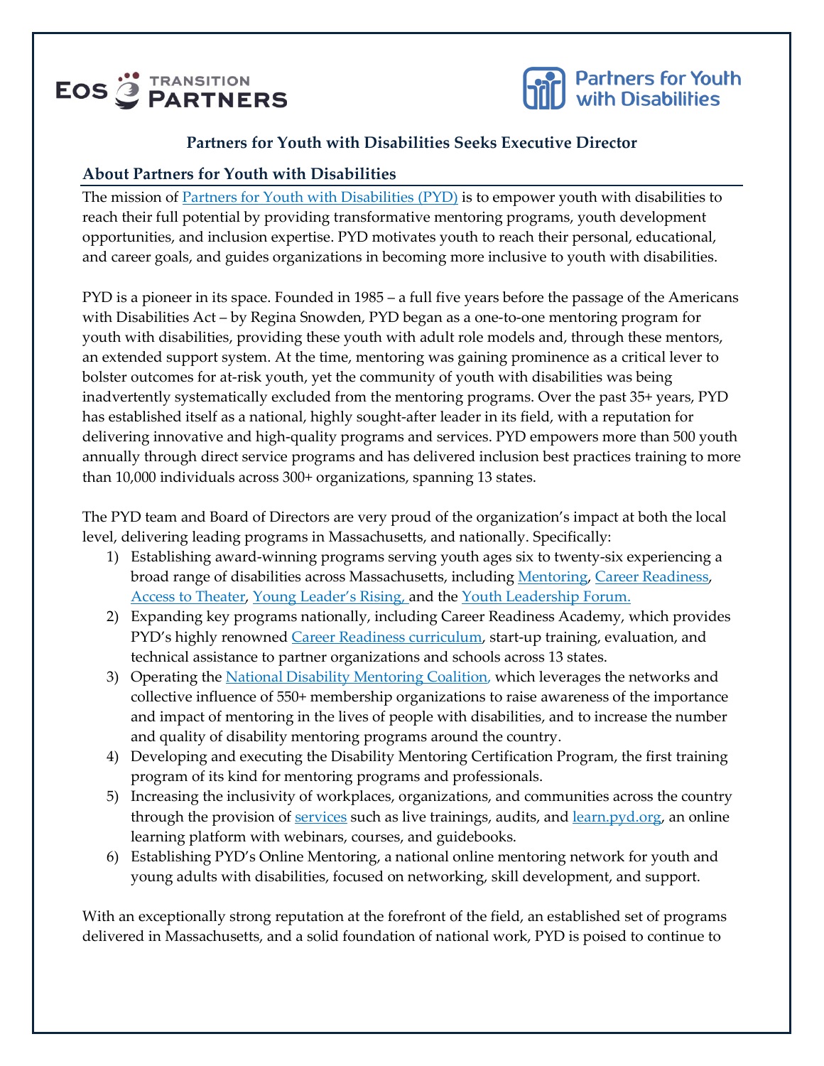EOS TRANSITION PARTNERS

Partners for Youth with Disabilities

## Partners for Youth with Disabilities Seeks Executive Director

### About Partners for Youth with Disabilities

The mission of Partners for Youth with Disabilities (PYD) is to empower youth with disabilities to reach their full potential by providing transformative mentoring programs, youth development opportunities, and inclusion expertise. PYD motivates youth to reach their personal, educational, and career goals, and guides organizations in becoming more inclusive to youth with disabilities.

PYD is a pioneer in its space. Founded in 1985 – a full five years before the passage of the Americans with Disabilities Act – by Regina Snowden, PYD began as a one-to-one mentoring program for youth with disabilities, providing these youth with adult role models and, through these mentors, an extended support system. At the time, mentoring was gaining prominence as a critical lever to bolster outcomes for at-risk youth, yet the community of youth with disabilities was being inadvertently systematically excluded from the mentoring programs. Over the past 35+ years, PYD has established itself as a national, highly sought-after leader in its field, with a reputation for delivering innovative and high-quality programs and services. PYD empowers more than 500 youth annually through direct service programs and has delivered inclusion best practices training to more than 10,000 individuals across 300+ organizations, spanning 13 states.

The PYD team and Board of Directors are very proud of the organization's impact at both the local level, delivering leading programs in Massachusetts, and nationally. Specifically:

1) Establishing award-winning programs serving youth ages six to twenty-six experiencing a broad range of disabilities across Massachusetts, including Mentoring, Career Readiness, Access to Theater, Young Leader's Rising, and the Youth Leadership Forum.
2) Expanding key programs nationally, including Career Readiness Academy, which provides PYD's highly renowned Career Readiness curriculum, start-up training, evaluation, and technical assistance to partner organizations and schools across 13 states.
3) Operating the National Disability Mentoring Coalition, which leverages the networks and collective influence of 550+ membership organizations to raise awareness of the importance and impact of mentoring in the lives of people with disabilities, and to increase the number and quality of disability mentoring programs around the country.
4) Developing and executing the Disability Mentoring Certification Program, the first training program of its kind for mentoring programs and professionals.
5) Increasing the inclusivity of workplaces, organizations, and communities across the country through the provision of services such as live trainings, audits, and learn.pyd.org, an online learning platform with webinars, courses, and guidebooks.
6) Establishing PYD's Online Mentoring, a national online mentoring network for youth and young adults with disabilities, focused on networking, skill development, and support.

With an exceptionally strong reputation at the forefront of the field, an established set of programs delivered in Massachusetts, and a solid foundation of national work, PYD is poised to continue to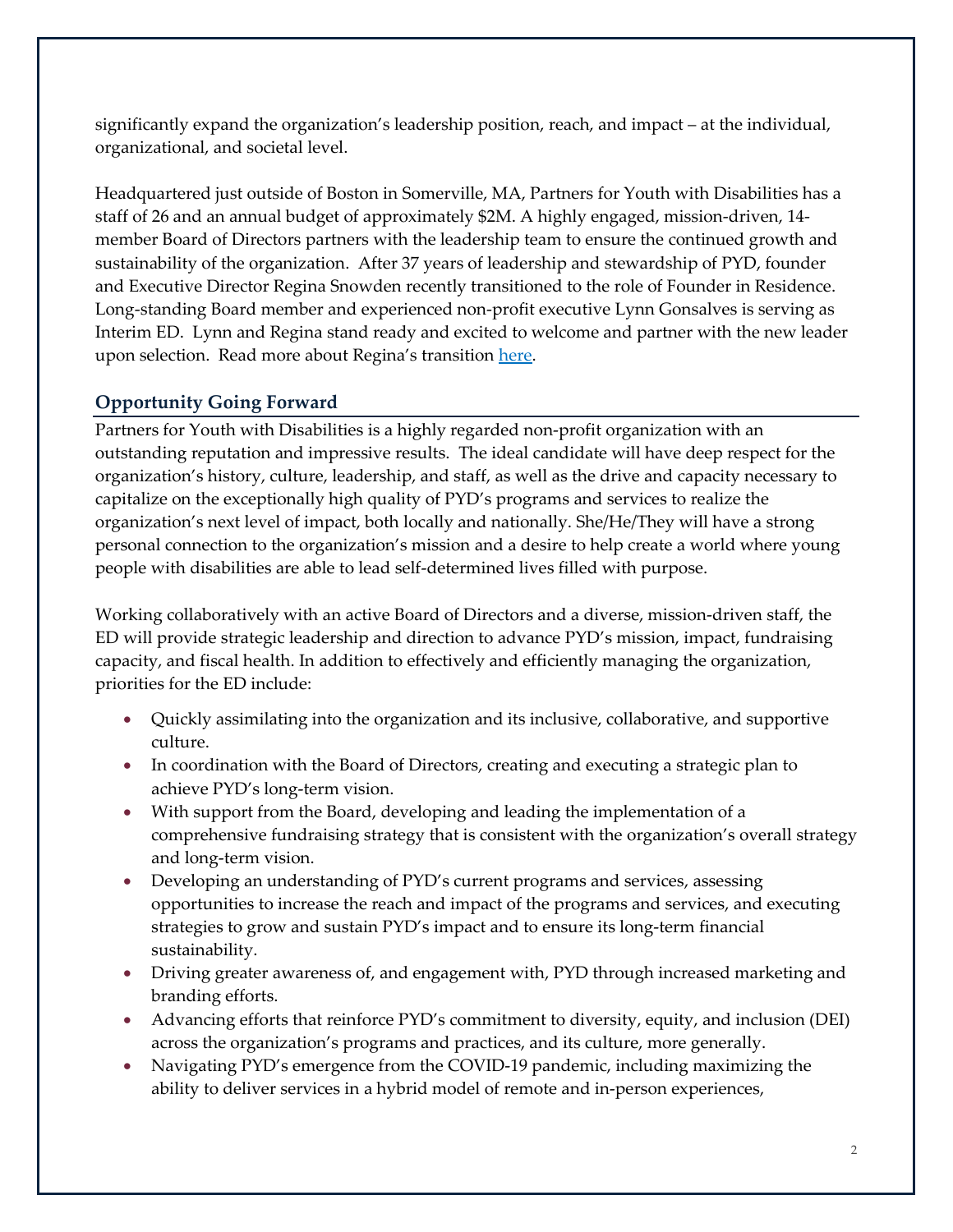significantly expand the organization's leadership position, reach, and impact – at the individual, organizational, and societal level.

Headquartered just outside of Boston in Somerville, MA, Partners for Youth with Disabilities has a staff of 26 and an annual budget of approximately $2M. A highly engaged, mission-driven, 14-member Board of Directors partners with the leadership team to ensure the continued growth and sustainability of the organization. After 37 years of leadership and stewardship of PYD, founder and Executive Director Regina Snowden recently transitioned to the role of Founder in Residence. Long-standing Board member and experienced non-profit executive Lynn Gonsalves is serving as Interim ED. Lynn and Regina stand ready and excited to welcome and partner with the new leader upon selection. Read more about Regina's transition [here](#).

## Opportunity Going Forward

Partners for Youth with Disabilities is a highly regarded non-profit organization with an outstanding reputation and impressive results. The ideal candidate will have deep respect for the organization's history, culture, leadership, and staff, as well as the drive and capacity necessary to capitalize on the exceptionally high quality of PYD's programs and services to realize the organization's next level of impact, both locally and nationally. She/He/They will have a strong personal connection to the organization's mission and a desire to help create a world where young people with disabilities are able to lead self-determined lives filled with purpose.

Working collaboratively with an active Board of Directors and a diverse, mission-driven staff, the ED will provide strategic leadership and direction to advance PYD's mission, impact, fundraising capacity, and fiscal health. In addition to effectively and efficiently managing the organization, priorities for the ED include:

- Quickly assimilating into the organization and its inclusive, collaborative, and supportive culture.
- In coordination with the Board of Directors, creating and executing a strategic plan to achieve PYD's long-term vision.
- With support from the Board, developing and leading the implementation of a comprehensive fundraising strategy that is consistent with the organization's overall strategy and long-term vision.
- Developing an understanding of PYD's current programs and services, assessing opportunities to increase the reach and impact of the programs and services, and executing strategies to grow and sustain PYD's impact and to ensure its long-term financial sustainability.
- Driving greater awareness of, and engagement with, PYD through increased marketing and branding efforts.
- Advancing efforts that reinforce PYD's commitment to diversity, equity, and inclusion (DEI) across the organization's programs and practices, and its culture, more generally.
- Navigating PYD's emergence from the COVID-19 pandemic, including maximizing the ability to deliver services in a hybrid model of remote and in-person experiences,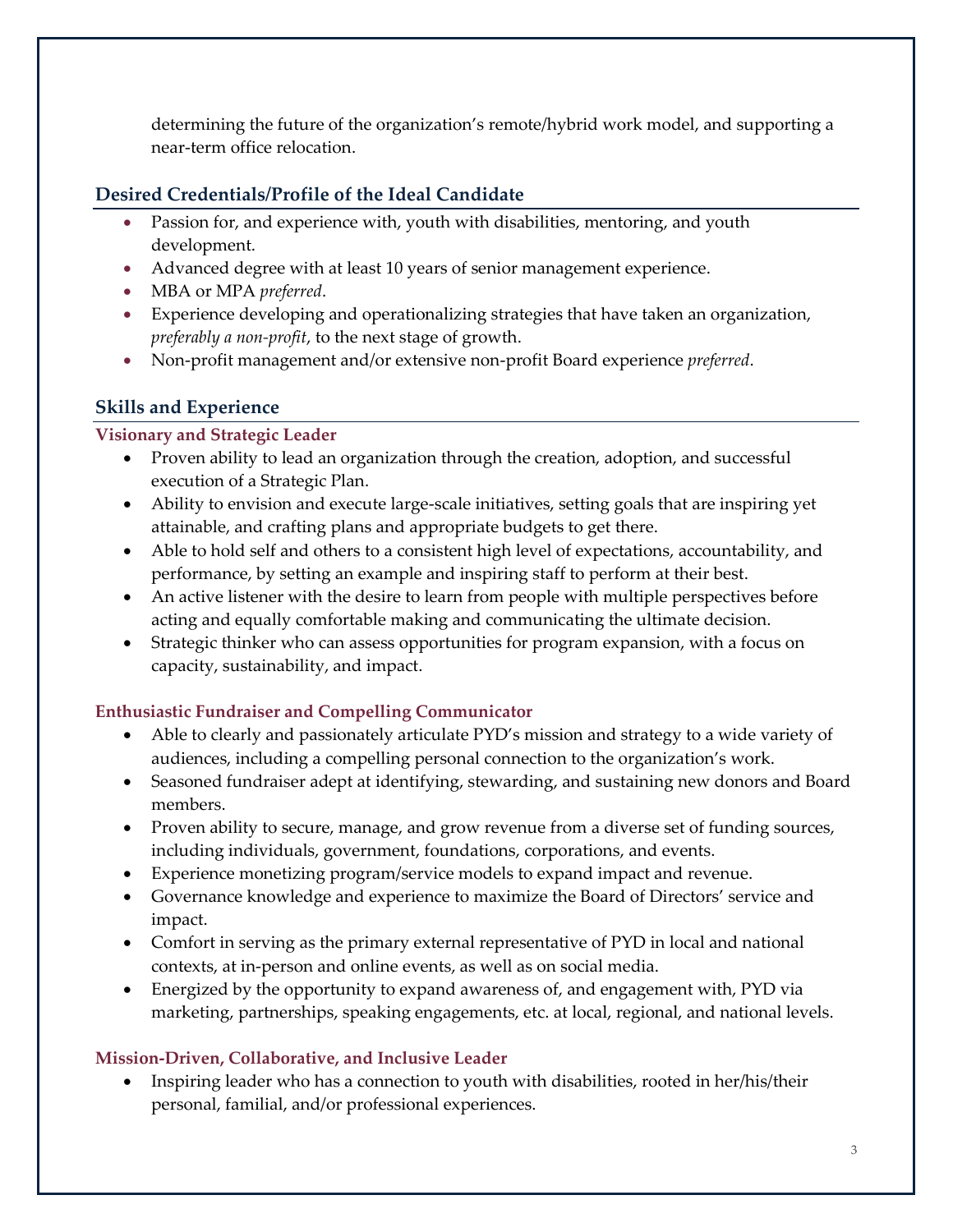determining the future of the organization's remote/hybrid work model, and supporting a near-term office relocation.

## Desired Credentials/Profile of the Ideal Candidate

- Passion for, and experience with, youth with disabilities, mentoring, and youth development.
- Advanced degree with at least 10 years of senior management experience.
- MBA or MPA *preferred*.
- Experience developing and operationalizing strategies that have taken an organization, *preferably a non-profit*, to the next stage of growth.
- Non-profit management and/or extensive non-profit Board experience *preferred*.

## Skills and Experience

### Visionary and Strategic Leader

- Proven ability to lead an organization through the creation, adoption, and successful execution of a Strategic Plan.
- Ability to envision and execute large-scale initiatives, setting goals that are inspiring yet attainable, and crafting plans and appropriate budgets to get there.
- Able to hold self and others to a consistent high level of expectations, accountability, and performance, by setting an example and inspiring staff to perform at their best.
- An active listener with the desire to learn from people with multiple perspectives before acting and equally comfortable making and communicating the ultimate decision.
- Strategic thinker who can assess opportunities for program expansion, with a focus on capacity, sustainability, and impact.

### Enthusiastic Fundraiser and Compelling Communicator

- Able to clearly and passionately articulate PYD's mission and strategy to a wide variety of audiences, including a compelling personal connection to the organization's work.
- Seasoned fundraiser adept at identifying, stewarding, and sustaining new donors and Board members.
- Proven ability to secure, manage, and grow revenue from a diverse set of funding sources, including individuals, government, foundations, corporations, and events.
- Experience monetizing program/service models to expand impact and revenue.
- Governance knowledge and experience to maximize the Board of Directors' service and impact.
- Comfort in serving as the primary external representative of PYD in local and national contexts, at in-person and online events, as well as on social media.
- Energized by the opportunity to expand awareness of, and engagement with, PYD via marketing, partnerships, speaking engagements, etc. at local, regional, and national levels.

### Mission-Driven, Collaborative, and Inclusive Leader

- Inspiring leader who has a connection to youth with disabilities, rooted in her/his/their personal, familial, and/or professional experiences.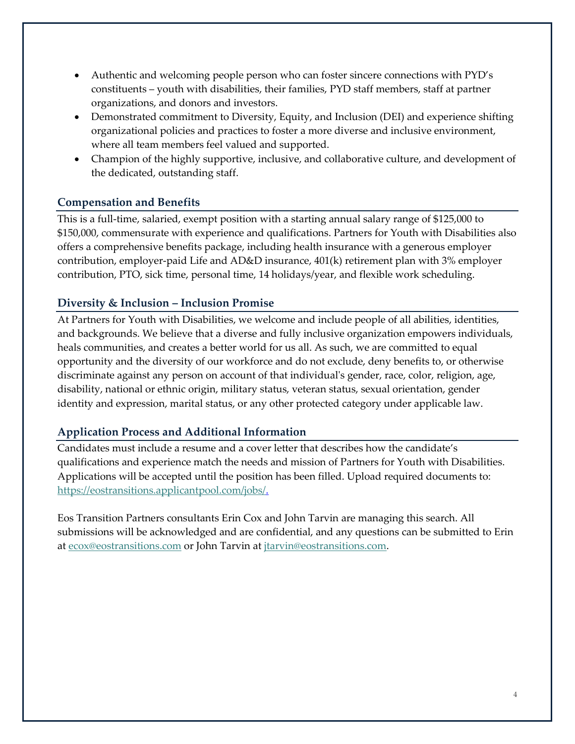- Authentic and welcoming people person who can foster sincere connections with PYD's constituents – youth with disabilities, their families, PYD staff members, staff at partner organizations, and donors and investors.
- Demonstrated commitment to Diversity, Equity, and Inclusion (DEI) and experience shifting organizational policies and practices to foster a more diverse and inclusive environment, where all team members feel valued and supported.
- Champion of the highly supportive, inclusive, and collaborative culture, and development of the dedicated, outstanding staff.

## Compensation and Benefits

This is a full-time, salaried, exempt position with a starting annual salary range of $125,000 to $150,000, commensurate with experience and qualifications. Partners for Youth with Disabilities also offers a comprehensive benefits package, including health insurance with a generous employer contribution, employer-paid Life and AD&D insurance, 401(k) retirement plan with 3% employer contribution, PTO, sick time, personal time, 14 holidays/year, and flexible work scheduling.

## Diversity & Inclusion – Inclusion Promise

At Partners for Youth with Disabilities, we welcome and include people of all abilities, identities, and backgrounds. We believe that a diverse and fully inclusive organization empowers individuals, heals communities, and creates a better world for us all. As such, we are committed to equal opportunity and the diversity of our workforce and do not exclude, deny benefits to, or otherwise discriminate against any person on account of that individual's gender, race, color, religion, age, disability, national or ethnic origin, military status, veteran status, sexual orientation, gender identity and expression, marital status, or any other protected category under applicable law.

## Application Process and Additional Information

Candidates must include a resume and a cover letter that describes how the candidate's qualifications and experience match the needs and mission of Partners for Youth with Disabilities. Applications will be accepted until the position has been filled. Upload required documents to: https://eostransitions.applicantpool.com/jobs/.

Eos Transition Partners consultants Erin Cox and John Tarvin are managing this search. All submissions will be acknowledged and are confidential, and any questions can be submitted to Erin at ecox@eostransitions.com or John Tarvin at jtarvin@eostransitions.com.